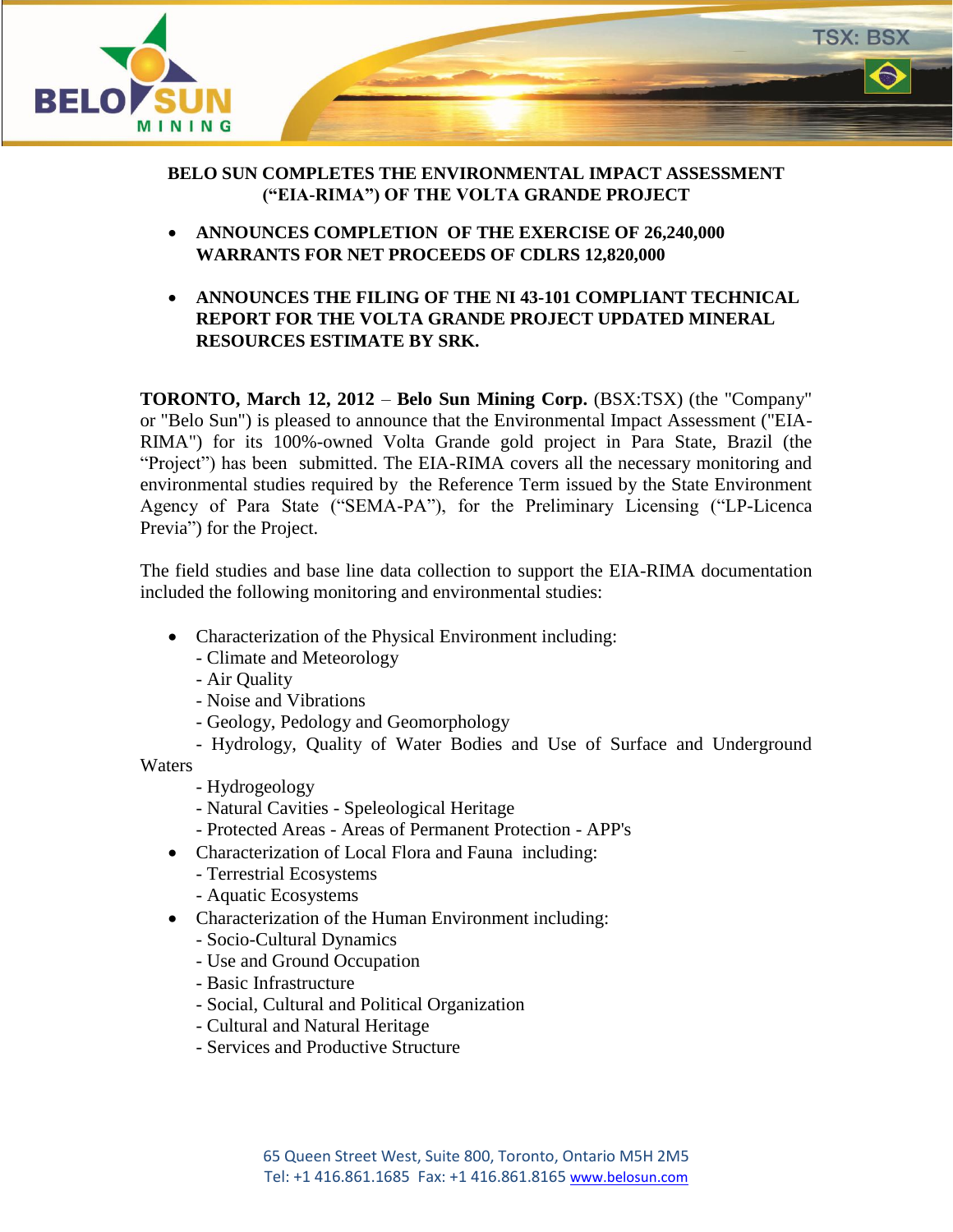# BELO SUN COMPLETES THE ENVIRONMENTAL IMPACT ASSESSMENT ("EIA-RIMA") OF THE VOLTA GRANDE PROJECT

- **ANNOUNCES COMPLETION OF THE EXERCISE OF 26,240,000 WARRANTS FOR NET PROCEEDS OF CDLRS 12,820,000**

- **ANNOUNCES THE FILING OF THE NI 43-101 COMPLIANT TECHNICAL REPORT FOR THE VOLTA GRANDE PROJECT UPDATED MINERAL RESOURCES ESTIMATE BY SRK.**

**TORONTO, March 12, 2012** – **Belo Sun Mining Corp.** (BSX:TSX) (the "Company" or "Belo Sun") is pleased to announce that the Environmental Impact Assessment ("EIA-RIMA") for its 100%-owned Volta Grande gold project in Para State, Brazil (the "Project") has been submitted. The EIA-RIMA covers all the necessary monitoring and environmental studies required by the Reference Term issued by the State Environment Agency of Para State ("SEMA-PA"), for the Preliminary Licensing ("LP-Licenca Previa") for the Project.

The field studies and base line data collection to support the EIA-RIMA documentation included the following monitoring and environmental studies:

- Characterization of the Physical Environment including:
  - Climate and Meteorology
  - Air Quality
  - Noise and Vibrations
  - Geology, Pedology and Geomorphology
  - Hydrology, Quality of Water Bodies and Use of Surface and Underground Waters
  - Hydrogeology
  - Natural Cavities - Speleological Heritage
  - Protected Areas - Areas of Permanent Protection - APP's
- Characterization of Local Flora and Fauna including:
  - Terrestrial Ecosystems
  - Aquatic Ecosystems
- Characterization of the Human Environment including:
  - Socio-Cultural Dynamics
  - Use and Ground Occupation
  - Basic Infrastructure
  - Social, Cultural and Political Organization
  - Cultural and Natural Heritage
  - Services and Productive Structure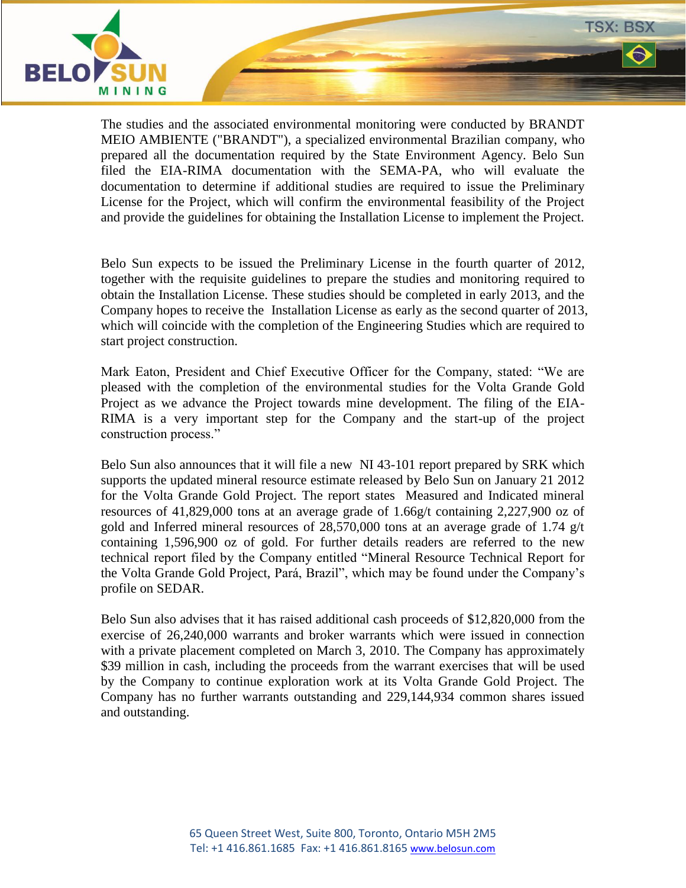The studies and the associated environmental monitoring were conducted by BRANDT MEIO AMBIENTE ("BRANDT"), a specialized environmental Brazilian company, who prepared all the documentation required by the State Environment Agency. Belo Sun filed the EIA-RIMA documentation with the SEMA-PA, who will evaluate the documentation to determine if additional studies are required to issue the Preliminary License for the Project, which will confirm the environmental feasibility of the Project and provide the guidelines for obtaining the Installation License to implement the Project.

Belo Sun expects to be issued the Preliminary License in the fourth quarter of 2012, together with the requisite guidelines to prepare the studies and monitoring required to obtain the Installation License. These studies should be completed in early 2013, and the Company hopes to receive the Installation License as early as the second quarter of 2013, which will coincide with the completion of the Engineering Studies which are required to start project construction.

Mark Eaton, President and Chief Executive Officer for the Company, stated: "We are pleased with the completion of the environmental studies for the Volta Grande Gold Project as we advance the Project towards mine development. The filing of the EIA-RIMA is a very important step for the Company and the start-up of the project construction process."

Belo Sun also announces that it will file a new NI 43-101 report prepared by SRK which supports the updated mineral resource estimate released by Belo Sun on January 21 2012 for the Volta Grande Gold Project. The report states Measured and Indicated mineral resources of 41,829,000 tons at an average grade of 1.66g/t containing 2,227,900 oz of gold and Inferred mineral resources of 28,570,000 tons at an average grade of 1.74 g/t containing 1,596,900 oz of gold. For further details readers are referred to the new technical report filed by the Company entitled "Mineral Resource Technical Report for the Volta Grande Gold Project, Pará, Brazil", which may be found under the Company's profile on SEDAR.

Belo Sun also advises that it has raised additional cash proceeds of $12,820,000 from the exercise of 26,240,000 warrants and broker warrants which were issued in connection with a private placement completed on March 3, 2010. The Company has approximately $39 million in cash, including the proceeds from the warrant exercises that will be used by the Company to continue exploration work at its Volta Grande Gold Project. The Company has no further warrants outstanding and 229,144,934 common shares issued and outstanding.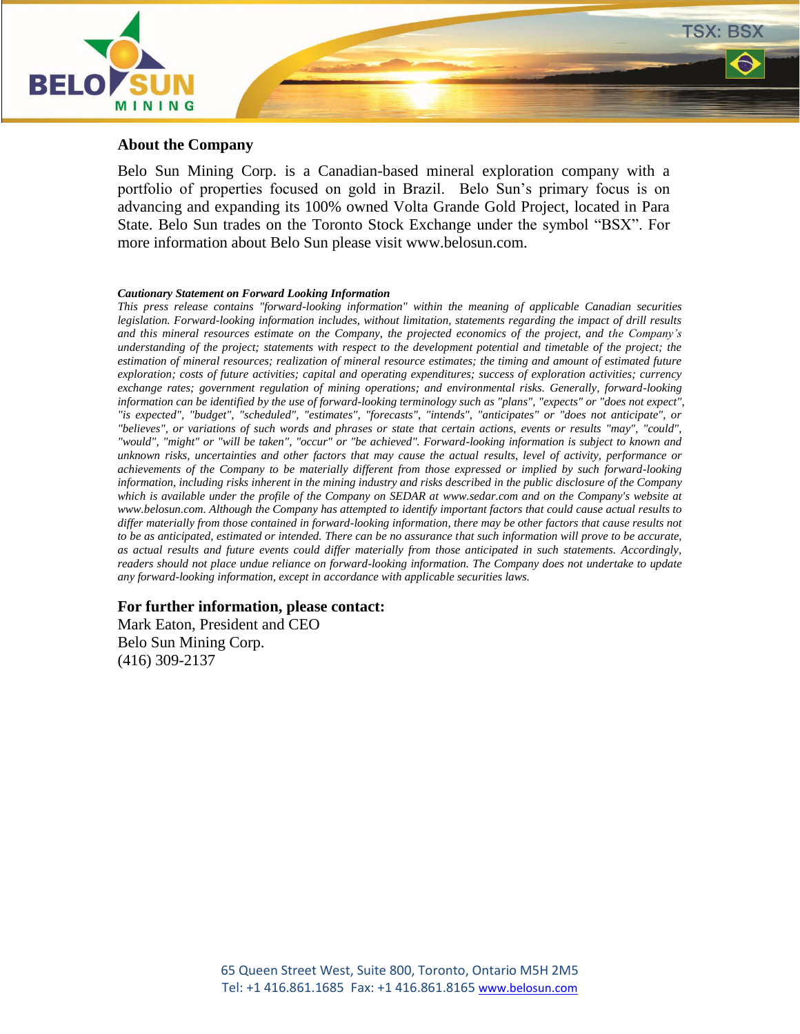## About the Company

Belo Sun Mining Corp. is a Canadian-based mineral exploration company with a portfolio of properties focused on gold in Brazil. Belo Sun's primary focus is on advancing and expanding its 100% owned Volta Grande Gold Project, located in Para State. Belo Sun trades on the Toronto Stock Exchange under the symbol "BSX". For more information about Belo Sun please visit www.belosun.com.

***Cautionary Statement on Forward Looking Information***

*This press release contains "forward-looking information" within the meaning of applicable Canadian securities legislation. Forward-looking information includes, without limitation, statements regarding the impact of drill results and this mineral resources estimate on the Company, the projected economics of the project, and the Company's understanding of the project; statements with respect to the development potential and timetable of the project; the estimation of mineral resources; realization of mineral resource estimates; the timing and amount of estimated future exploration; costs of future activities; capital and operating expenditures; success of exploration activities; currency exchange rates; government regulation of mining operations; and environmental risks. Generally, forward-looking information can be identified by the use of forward-looking terminology such as "plans", "expects" or "does not expect", "is expected", "budget", "scheduled", "estimates", "forecasts", "intends", "anticipates" or "does not anticipate", or "believes", or variations of such words and phrases or state that certain actions, events or results "may", "could", "would", "might" or "will be taken", "occur" or "be achieved". Forward-looking information is subject to known and unknown risks, uncertainties and other factors that may cause the actual results, level of activity, performance or achievements of the Company to be materially different from those expressed or implied by such forward-looking information, including risks inherent in the mining industry and risks described in the public disclosure of the Company which is available under the profile of the Company on SEDAR at www.sedar.com and on the Company's website at www.belosun.com. Although the Company has attempted to identify important factors that could cause actual results to differ materially from those contained in forward-looking information, there may be other factors that cause results not to be as anticipated, estimated or intended. There can be no assurance that such information will prove to be accurate, as actual results and future events could differ materially from those anticipated in such statements. Accordingly, readers should not place undue reliance on forward-looking information. The Company does not undertake to update any forward-looking information, except in accordance with applicable securities laws.*

**For further information, please contact:**
Mark Eaton, President and CEO
Belo Sun Mining Corp.
(416) 309-2137